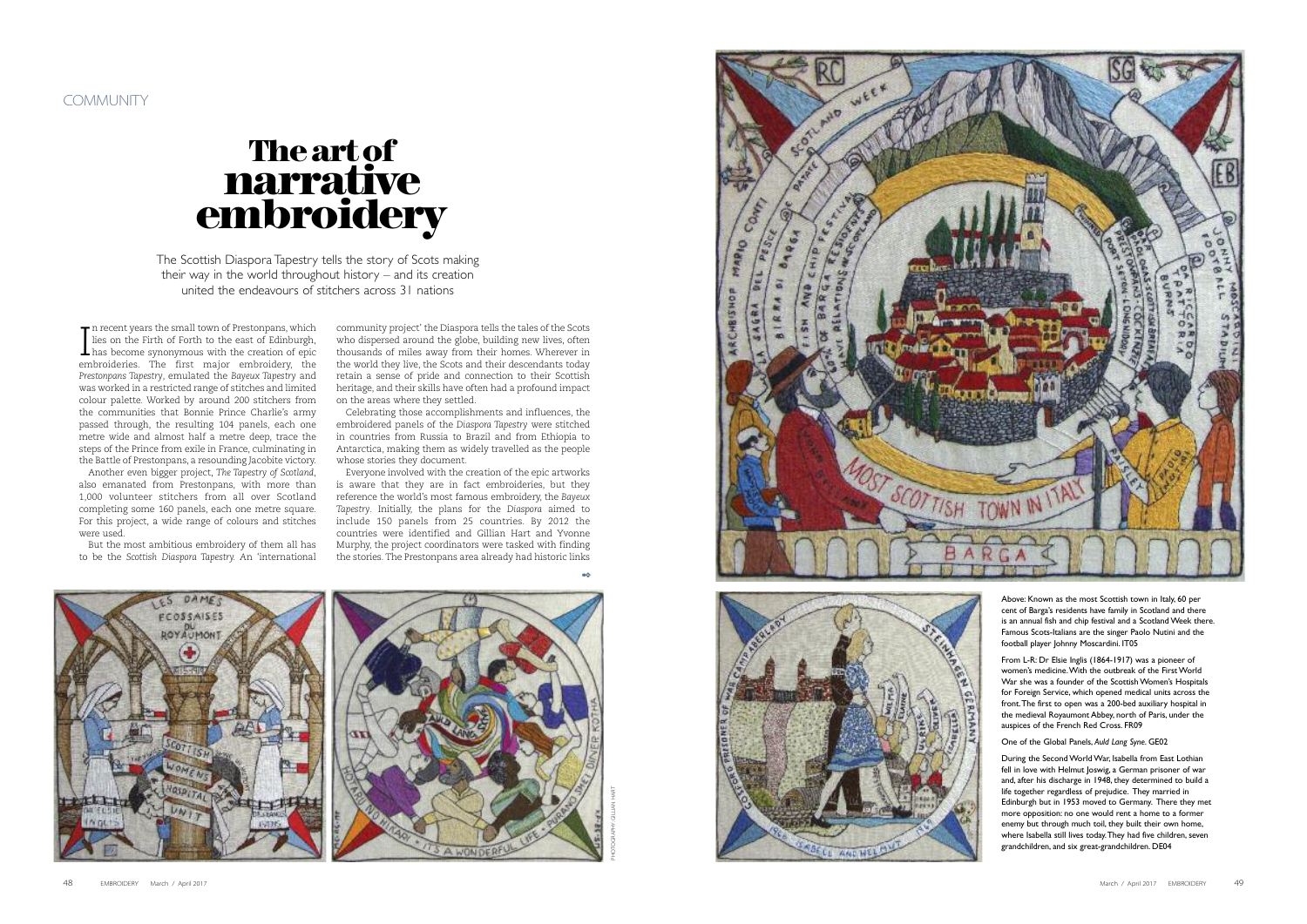COMMUNITY

# The art of narrative embroidery

The Scottish Diaspora Tapestry tells the story of Scots making their way in the world throughout history – and its creation united the endeavours of stitchers across 31 nations

In recent years the small town of Prestonpans, which lies on the Firth of Forth to the east of Edinburgh, has become synonymous with the creation of epic embroideries. The first major embroidery, the *Prestonpans Tapestry*, emulated the *Bayeux Tapestry* and was worked in a restricted range of stitches and limited colour palette. Worked by around 200 stitchers from the communities that Bonnie Prince Charlie's army passed through, the resulting 104 panels, each one metre wide and almost half a metre deep, trace the steps of the Prince from exile in France, culminating in the Battle of Prestonpans, a resounding Jacobite victory.

Another even bigger project, *The Tapestry of Scotland*, also emanated from Prestonpans, with more than 1,000 volunteer stitchers from all over Scotland completing some 160 panels, each one metre square. For this project, a wide range of colours and stitches were used.

But the most ambitious embroidery of them all has to be the *Scottish Diaspora Tapestry*. An 'international community project' the Diaspora tells the tales of the Scots who dispersed around the globe, building new lives, often thousands of miles away from their homes. Wherever in the world they live, the Scots and their descendants today retain a sense of pride and connection to their Scottish heritage, and their skills have often had a profound impact on the areas where they settled.

Celebrating those accomplishments and influences, the embroidered panels of the *Diaspora Tapestry* were stitched in countries from Russia to Brazil and from Ethiopia to Antarctica, making them as widely travelled as the people whose stories they document.

Everyone involved with the creation of the epic artworks is aware that they are in fact embroideries, but they reference the world's most famous embroidery, the *Bayeux Tapestry*. Initially, the plans for the *Diaspora* aimed to include 150 panels from 25 countries. By 2012 the countries were identified and Gillian Hart and Yvonne Murphy, the project coordinators were tasked with finding the stories. The Prestonpans area already had historic links

Above: Known as the most Scottish town in Italy, 60 per cent of Barga's residents have family in Scotland and there is an annual fish and chip festival and a Scotland Week there. Famous Scots-Italians are the singer Paolo Nutini and the football player Johnny Moscardini. IT05

From L-R: Dr Elsie Inglis (1864-1917) was a pioneer of women's medicine. With the outbreak of the First World War she was a founder of the Scottish Women's Hospitals for Foreign Service, which opened medical units across the front. The first to open was a 200-bed auxiliary hospital in the medieval Royaumont Abbey, north of Paris, under the auspices of the French Red Cross. FR09

One of the Global Panels, *Auld Lang Syne*. GE02

During the Second World War, Isabella from East Lothian fell in love with Helmut Joswig, a German prisoner of war and, after his discharge in 1948, they determined to build a life together regardless of prejudice. They married in Edinburgh but in 1953 moved to Germany. There they met more opposition: no one would rent a home to a former enemy but through much toil, they built their own home, where Isabella still lives today. They had five children, seven grandchildren, and six great-grandchildren. DE04

PHOTOGRAPHY: GILLIAN HART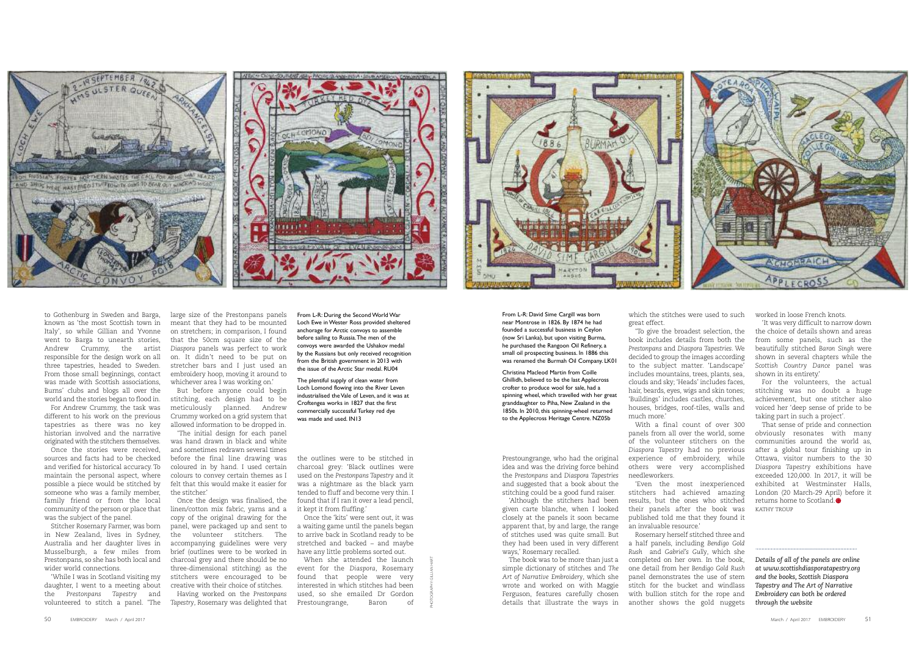to Gothenburg in Sweden and Barga, known as 'the most Scottish town in Italy', so while Gillian and Yvonne went to Barga to unearth stories, Andrew Crummy, the artist responsible for the design work on all three tapestries, headed to Sweden. From those small beginnings, contact was made with Scottish associations, Burns' clubs and blogs all over the world and the stories began to flood in.

For Andrew Crummy, the task was different to his work on the previous tapestries as there was no key historian involved and the narrative originated with the stitchers themselves.

Once the stories were received, sources and facts had to be checked and verified for historical accuracy. To maintain the personal aspect, where possible a piece would be stitched by someone who was a family member, family friend or from the local community of the person or place that was the subject of the panel.

Stitcher Rosemary Farmer, was born in New Zealand, lives in Sydney, Australia and her daughter lives in Musselburgh, a few miles from Prestonpans, so she has both local and wider world connections.

'While I was in Scotland visiting my daughter, I went to a meeting about the *Prestonpans Tapestry* and volunteered to stitch a panel. 'The large size of the Prestonpans panels meant that they had to be mounted on stretchers; in comparison, I found that the 50cm square size of the *Diaspora* panels was perfect to work on. It didn't need to be put on stretcher bars and I just used an embroidery hoop, moving it around to whichever area I was working on.'

But before anyone could begin stitching, each design had to be meticulously planned. Andrew Crummy worked on a grid system that allowed information to be dropped in.

'The initial design for each panel was hand drawn in black and white and sometimes redrawn several times before the final line drawing was coloured in by hand. I used certain colours to convey certain themes as I felt that this would make it easier for the stitcher.'

Once the design was finalised, the linen/cotton mix fabric, yarns and a copy of the original drawing for the panel, were packaged up and sent to the volunteer stitchers. The accompanying guidelines were very brief (outlines were to be worked in charcoal grey and there should be no three-dimensional stitching) as the stitchers were encouraged to be creative with their choice of stitches.

Having worked on the *Prestonpans Tapestry*, Rosemary was delighted that the outlines were to be stitched in charcoal grey: 'Black outlines were used on the *Prestonpans Tapestry* and it was a nightmare as the black yarn tended to fluff and become very thin. I found that if I ran it over a lead pencil, it kept it from fluffing.'

Once the 'kits' were sent out, it was a waiting game until the panels began to arrive back in Scotland ready to be stretched and backed – and maybe have any little problems sorted out.

When she attended the launch event for the *Diaspora*, Rosemary found that people were very interested in which stitches had been used, so she emailed Dr Gordon Prestoungrange, Baron of Prestoungrange, who had the original idea and was the driving force behind the *Prestonpans* and *Diaspora Tapestries* and suggested that a book about the stitching could be a good fund raiser.

'Although the stitchers had been given carte blanche, when I looked closely at the panels it soon became apparent that, by and large, the range of stitches used was quite small. But they had been used in very different ways,' Rosemary recalled.

The book was to be more than just a simple dictionary of stitches and *The Art of Narrative Embroidery*, which she wrote and worked on with Maggie Ferguson, features carefully chosen details that illustrate the ways in which the stitches were used to such great effect.

'To give the broadest selection, the book includes details from both the *Prestonpans* and *Diaspora Tapestries*. We decided to group the images according to the subject matter. 'Landscape' includes mountains, trees, plants, sea, clouds and sky; 'Heads' includes faces, hair, beards, eyes, wigs and skin tones; 'Buildings' includes castles, churches, houses, bridges, roof-tiles, walls and much more.'

With a final count of over 300 panels from all over the world, some of the volunteer stitchers on the *Diaspora Tapestry* had no previous experience of embroidery, while others were very accomplished needleworkers.

'Even the most inexperienced stitchers had achieved amazing results, but the ones who stitched their panels after the book was published told me that they found it an invaluable resource.'

Rosemary herself stitched three and a half panels, including *Bendigo Gold Rush* and *Gabriel's Gully*, which she completed on her own. In the book, one detail from her *Bendigo Gold Rush* panel demonstrates the use of stem stitch for the bucket and windlass with bullion stitch for the rope and another shows the gold nuggets worked in loose French knots.

'It was very difficult to narrow down the choice of details shown and areas from some panels, such as the beautifully stitched *Baron Singh* were shown in several chapters while the *Scottish Country Dance* panel was shown in its entirety.'

For the volunteers, the actual stitching was no doubt a huge achievement, but one stitcher also voiced her 'deep sense of pride to be taking part in such a project'.

That sense of pride and connection obviously resonates with many communities around the world as, after a global tour finishing up in Ottawa, visitor numbers to the 30 *Diaspora Tapestry* exhibitions have exceeded 120,000. In 2017, it will be exhibited at Westminster Halls, London (20 March-29 April) before it returns home to Scotland.

KATHY TROUP

From L-R: During the Second World War Loch Ewe in Wester Ross provided sheltered anchorage for Arctic convoys to assemble before sailing to Russia. The men of the convoys were awarded the Ushakov medal by the Russians but only received recognition from the British government in 2013 with the issue of the Arctic Star medal. RU04

The plentiful supply of clean water from Loch Lomond flowing into the River Leven industrialised the Vale of Leven, and it was at Croftengea works in 1827 that the first commercially successful Turkey red dye was made and used. IN13

From L-R: David Sime Cargill was born near Montrose in 1826. By 1874 he had founded a successful business in Ceylon (now Sri Lanka), but upon visiting Burma, he purchased the Rangoon Oil Refinery, a small oil prospecting business. In 1886 this was renamed the Burmah Oil Company. LK01

Christina Macleod Martin from Coille Ghillidh, believed to be the last Applecross crofter to produce wool for sale, had a spinning wheel, which travelled with her great granddaughter to Piha, New Zealand in the 1850s. In 2010, this spinning-wheel returned to the Applecross Heritage Centre. NZ05b

PHOTOGRAPHY GILLIAN HART

*Details of all of the panels are online at www.scottishdiasporatapestry.org and the books, Scottish Diaspora Tapestry and The Art of Narrative Embroidery can both be ordered through the website*